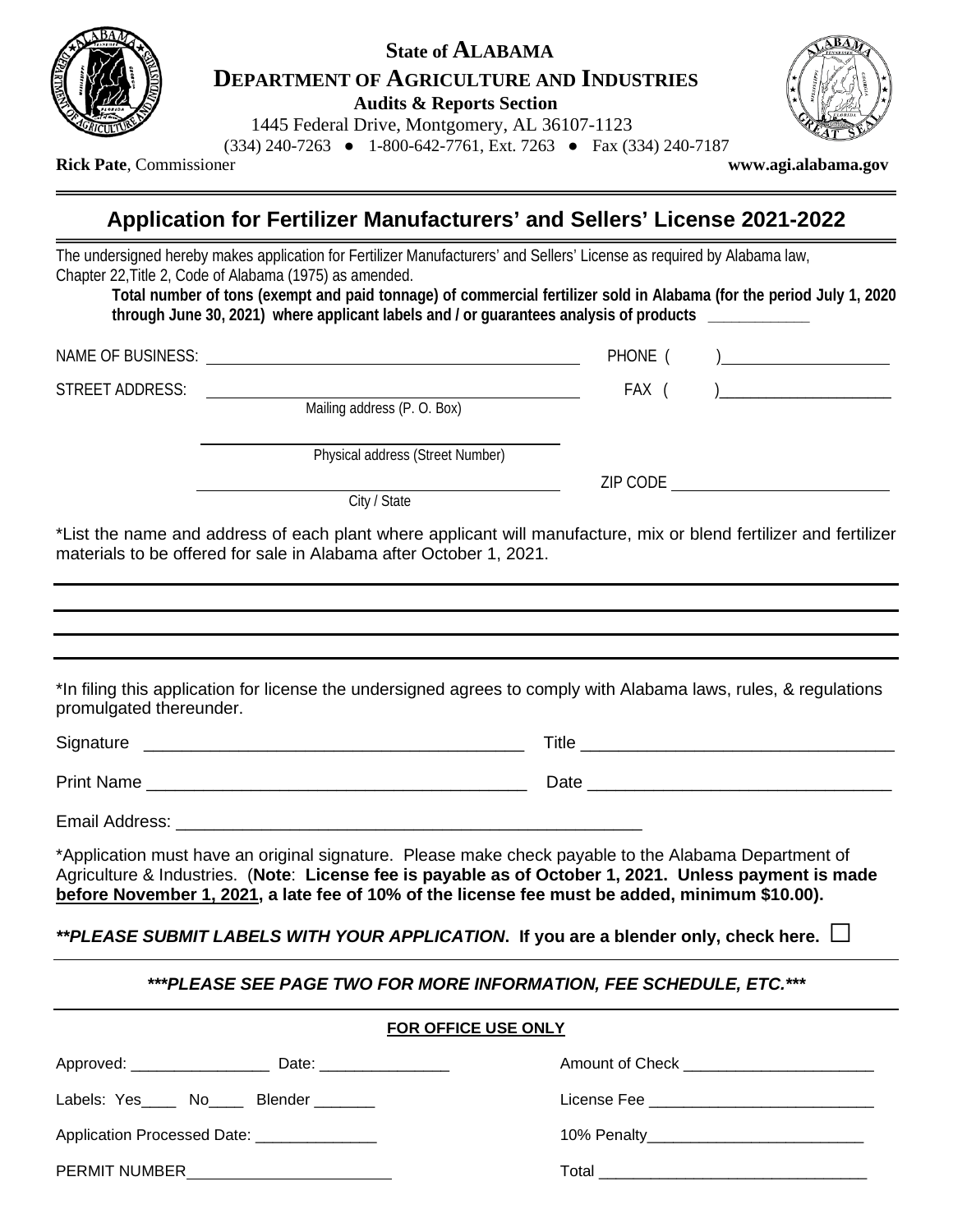**State of ALABAMA**
**DEPARTMENT OF AGRICULTURE AND INDUSTRIES**
**Audits & Reports Section**
1445 Federal Drive, Montgomery, AL 36107-1123
(334) 240-7263 ● 1-800-642-7761, Ext. 7263 ● Fax (334) 240-7187

**Rick Pate**, Commissioner **www.agi.alabama.gov**

# Application for Fertilizer Manufacturers' and Sellers' License 2021-2022

The undersigned hereby makes application for Fertilizer Manufacturers' and Sellers' License as required by Alabama law, Chapter 22,Title 2, Code of Alabama (1975) as amended.

**Total number of tons (exempt and paid tonnage) of commercial fertilizer sold in Alabama (for the period July 1, 2020 through June 30, 2021) where applicant labels and / or guarantees analysis of products** ____________

NAME OF BUSINESS: ______________________________ PHONE ( ) ____________

STREET ADDRESS: ______________________________ FAX ( ) ____________
Mailing address (P. O. Box)

______________________________
Physical address (Street Number)

______________________________ ZIP CODE ____________
City / State

*List the name and address of each plant where applicant will manufacture, mix or blend fertilizer and fertilizer materials to be offered for sale in Alabama after October 1, 2021.

______________________________

______________________________

______________________________

______________________________

*In filing this application for license the undersigned agrees to comply with Alabama laws, rules, & regulations promulgated thereunder.

Signature ______________________________ Title ______________________________

Print Name ______________________________ Date ______________________________

Email Address: ______________________________

*Application must have an original signature. Please make check payable to the Alabama Department of Agriculture & Industries. (**Note**: **License fee is payable as of October 1, 2021. Unless payment is made before November 1, 2021, a late fee of 10% of the license fee must be added, minimum $10.00).**

***\*\*PLEASE SUBMIT LABELS WITH YOUR APPLICATION*. If you are a blender only, check here.** ☐

***\*\*\*PLEASE SEE PAGE TWO FOR MORE INFORMATION, FEE SCHEDULE, ETC.\*\*\****

**FOR OFFICE USE ONLY**

Approved: ____________ Date: ____________

Labels: Yes____ No____ Blender _______

Application Processed Date: ____________

PERMIT NUMBER ____________

Amount of Check ____________

License Fee ____________

10% Penalty ____________

Total ____________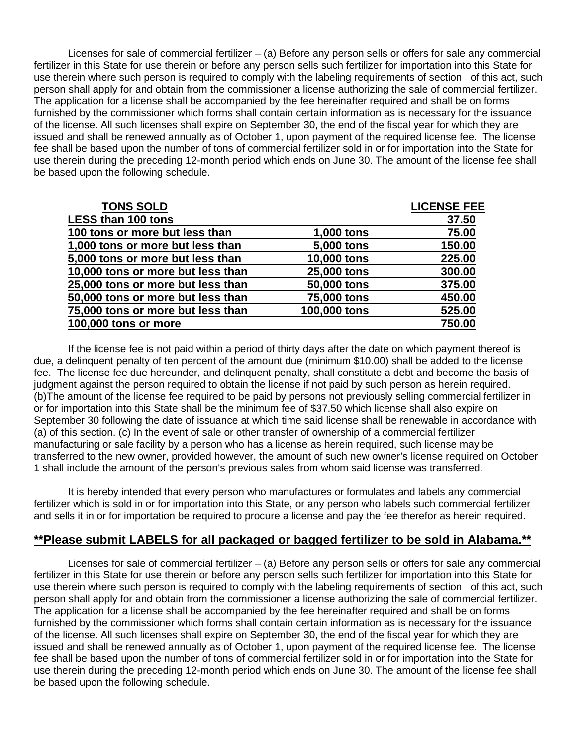Licenses for sale of commercial fertilizer – (a) Before any person sells or offers for sale any commercial fertilizer in this State for use therein or before any person sells such fertilizer for importation into this State for use therein where such person is required to comply with the labeling requirements of section of this act, such person shall apply for and obtain from the commissioner a license authorizing the sale of commercial fertilizer. The application for a license shall be accompanied by the fee hereinafter required and shall be on forms furnished by the commissioner which forms shall contain certain information as is necessary for the issuance of the license. All such licenses shall expire on September 30, the end of the fiscal year for which they are issued and shall be renewed annually as of October 1, upon payment of the required license fee. The license fee shall be based upon the number of tons of commercial fertilizer sold in or for importation into the State for use therein during the preceding 12-month period which ends on June 30. The amount of the license fee shall be based upon the following schedule.

| TONS SOLD | | LICENSE FEE |
|---|---|---|
| LESS than 100 tons | | 37.50 |
| 100 tons or more but less than | 1,000 tons | 75.00 |
| 1,000 tons or more but less than | 5,000 tons | 150.00 |
| 5,000 tons or more but less than | 10,000 tons | 225.00 |
| 10,000 tons or more but less than | 25,000 tons | 300.00 |
| 25,000 tons or more but less than | 50,000 tons | 375.00 |
| 50,000 tons or more but less than | 75,000 tons | 450.00 |
| 75,000 tons or more but less than | 100,000 tons | 525.00 |
| 100,000 tons or more | | 750.00 |

If the license fee is not paid within a period of thirty days after the date on which payment thereof is due, a delinquent penalty of ten percent of the amount due (minimum $10.00) shall be added to the license fee. The license fee due hereunder, and delinquent penalty, shall constitute a debt and become the basis of judgment against the person required to obtain the license if not paid by such person as herein required. (b)The amount of the license fee required to be paid by persons not previously selling commercial fertilizer in or for importation into this State shall be the minimum fee of $37.50 which license shall also expire on September 30 following the date of issuance at which time said license shall be renewable in accordance with (a) of this section. (c) In the event of sale or other transfer of ownership of a commercial fertilizer manufacturing or sale facility by a person who has a license as herein required, such license may be transferred to the new owner, provided however, the amount of such new owner's license required on October 1 shall include the amount of the person's previous sales from whom said license was transferred.

It is hereby intended that every person who manufactures or formulates and labels any commercial fertilizer which is sold in or for importation into this State, or any person who labels such commercial fertilizer and sells it in or for importation be required to procure a license and pay the fee therefor as herein required.

## **Please submit LABELS for all packaged or bagged fertilizer to be sold in Alabama.**

Licenses for sale of commercial fertilizer – (a) Before any person sells or offers for sale any commercial fertilizer in this State for use therein or before any person sells such fertilizer for importation into this State for use therein where such person is required to comply with the labeling requirements of section of this act, such person shall apply for and obtain from the commissioner a license authorizing the sale of commercial fertilizer. The application for a license shall be accompanied by the fee hereinafter required and shall be on forms furnished by the commissioner which forms shall contain certain information as is necessary for the issuance of the license. All such licenses shall expire on September 30, the end of the fiscal year for which they are issued and shall be renewed annually as of October 1, upon payment of the required license fee. The license fee shall be based upon the number of tons of commercial fertilizer sold in or for importation into the State for use therein during the preceding 12-month period which ends on June 30. The amount of the license fee shall be based upon the following schedule.